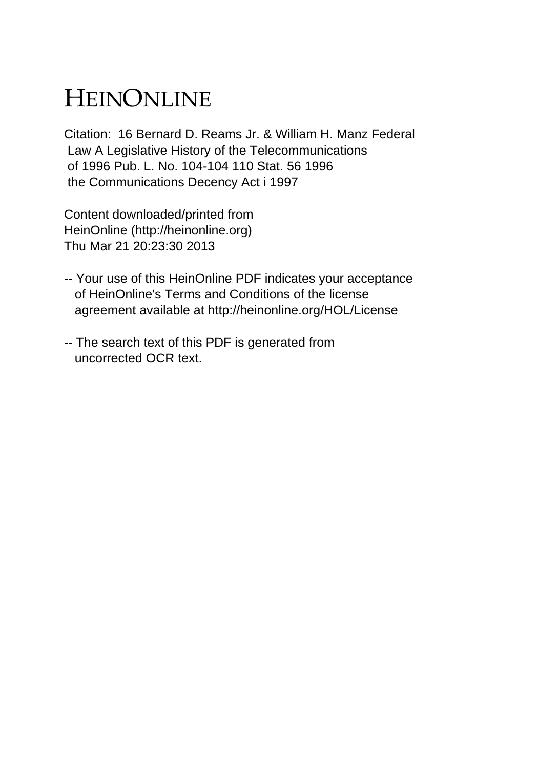# HEINONLINE

Citation: 16 Bernard D. Reams Jr. & William H. Manz Federal Law A Legislative History of the Telecommunications of 1996 Pub. L. No. 104-104 110 Stat. 56 1996 the Communications Decency Act i 1997

Content downloaded/printed from HeinOnline (http://heinonline.org) Thu Mar 21 20:23:30 2013

-- Your use of this HeinOnline PDF indicates your acceptance of HeinOnline's Terms and Conditions of the license agreement available at http://heinonline.org/HOL/License

-- The search text of this PDF is generated from uncorrected OCR text.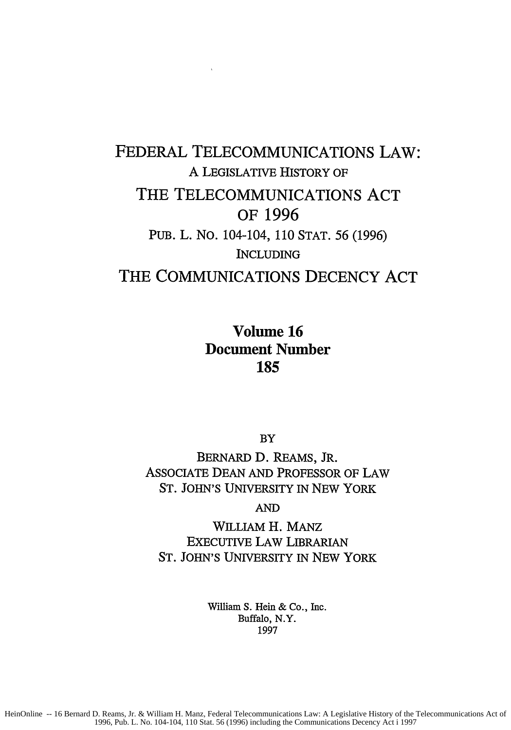# FEDERAL TELECOMMUNICATIONS LAW:

A LEGISLATIVE HISTORY OF

# THE TELECOMMUNICATIONS ACT OF 1996

PUB. L. NO. 104-104, 110 STAT. 56 (1996)

INCLUDING

# THE COMMUNICATIONS DECENCY ACT

**Volume 16**
**Document Number**
**185**

BY

BERNARD D. REAMS, JR.
ASSOCIATE DEAN AND PROFESSOR OF LAW
ST. JOHN'S UNIVERSITY IN NEW YORK

AND

WILLIAM H. MANZ
EXECUTIVE LAW LIBRARIAN
ST. JOHN'S UNIVERSITY IN NEW YORK

William S. Hein & Co., Inc.
Buffalo, N.Y.
1997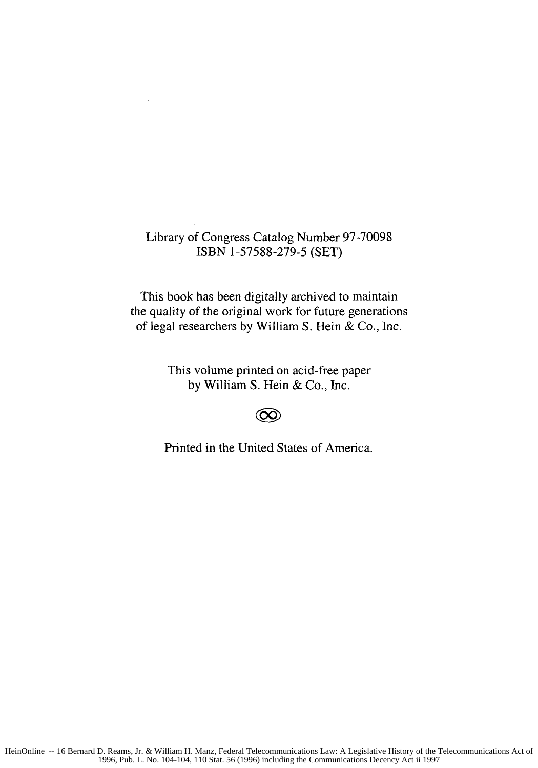Library of Congress Catalog Number 97-70098
ISBN 1-57588-279-5 (SET)

This book has been digitally archived to maintain the quality of the original work for future generations of legal researchers by William S. Hein & Co., Inc.

This volume printed on acid-free paper by William S. Hein & Co., Inc.

∞

Printed in the United States of America.